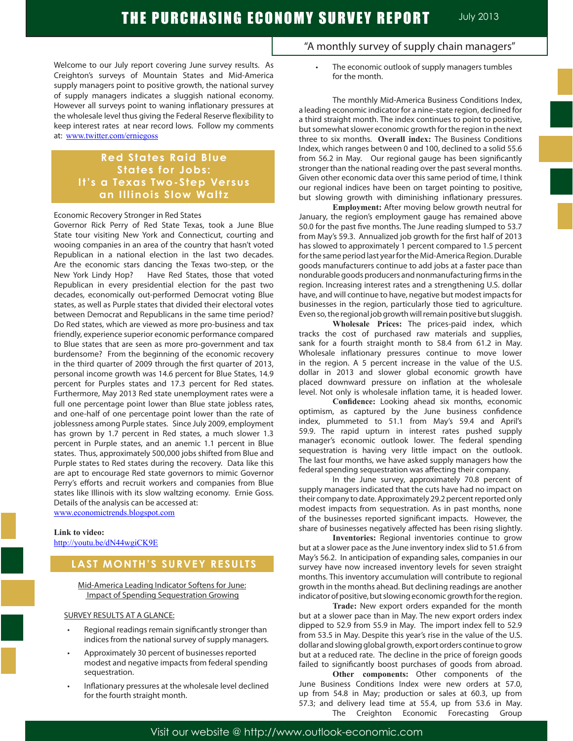# THE PURCHASING ECONOMY SURVEY REPORT

July 2013

"A monthly survey of supply chain managers"

Welcome to our July report covering June survey results. As Creighton's surveys of Mountain States and Mid-America supply managers point to positive growth, the national survey of supply managers indicates a sluggish national economy. However all surveys point to waning inflationary pressures at the wholesale level thus giving the Federal Reserve flexibility to keep interest rates at near record lows. Follow my comments at: www.twitter.com/erniegoss

## Red States Raid Blue States for Jobs: It's a Texas Two-Step Versus an Illinois Slow Waltz

Economic Recovery Stronger in Red States

Governor Rick Perry of Red State Texas, took a June Blue State tour visiting New York and Connecticut, courting and wooing companies in an area of the country that hasn't voted Republican in a national election in the last two decades. Are the economic stars dancing the Texas two-step, or the New York Lindy Hop? Have Red States, those that voted Republican in every presidential election for the past two decades, economically out-performed Democrat voting Blue states, as well as Purple states that divided their electoral votes between Democrat and Republicans in the same time period? Do Red states, which are viewed as more pro-business and tax friendly, experience superior economic performance compared to Blue states that are seen as more pro-government and tax burdensome? From the beginning of the economic recovery in the third quarter of 2009 through the first quarter of 2013, personal income growth was 14.6 percent for Blue States, 14.9 percent for Purples states and 17.3 percent for Red states. Furthermore, May 2013 Red state unemployment rates were a full one percentage point lower than Blue state jobless rates, and one-half of one percentage point lower than the rate of joblessness among Purple states. Since July 2009, employment has grown by 1.7 percent in Red states, a much slower 1.3 percent in Purple states, and an anemic 1.1 percent in Blue states. Thus, approximately 500,000 jobs shifted from Blue and Purple states to Red states during the recovery. Data like this are apt to encourage Red state governors to mimic Governor Perry's efforts and recruit workers and companies from Blue states like Illinois with its slow waltzing economy. Ernie Goss. Details of the analysis can be accessed at: www.economictrends.blogspot.com

**Link to video:** http://youtu.be/dN44wgiCK9E

## LAST MONTH'S SURVEY RESULTS

Mid-America Leading Indicator Softens for June: Impact of Spending Sequestration Growing

SURVEY RESULTS AT A GLANCE:

- Regional readings remain significantly stronger than indices from the national survey of supply managers.
- Approximately 30 percent of businesses reported modest and negative impacts from federal spending sequestration.
- Inflationary pressures at the wholesale level declined for the fourth straight month.
- The economic outlook of supply managers tumbles for the month.

The monthly Mid-America Business Conditions Index, a leading economic indicator for a nine-state region, declined for a third straight month. The index continues to point to positive, but somewhat slower economic growth for the region in the next three to six months. **Overall index:** The Business Conditions Index, which ranges between 0 and 100, declined to a solid 55.6 from 56.2 in May. Our regional gauge has been significantly stronger than the national reading over the past several months. Given other economic data over this same period of time, I think our regional indices have been on target pointing to positive, but slowing growth with diminishing inflationary pressures.

**Employment:** After moving below growth neutral for January, the region's employment gauge has remained above 50.0 for the past five months. The June reading slumped to 53.7 from May's 59.3. Annualized job growth for the first half of 2013 has slowed to approximately 1 percent compared to 1.5 percent for the same period last year for the Mid-America Region. Durable goods manufacturers continue to add jobs at a faster pace than nondurable goods producers and nonmanufacturing firms in the region. Increasing interest rates and a strengthening U.S. dollar have, and will continue to have, negative but modest impacts for businesses in the region, particularly those tied to agriculture. Even so, the regional job growth will remain positive but sluggish.

**Wholesale Prices:** The prices-paid index, which tracks the cost of purchased raw materials and supplies, sank for a fourth straight month to 58.4 from 61.2 in May. Wholesale inflationary pressures continue to move lower in the region. A 5 percent increase in the value of the U.S. dollar in 2013 and slower global economic growth have placed downward pressure on inflation at the wholesale level. Not only is wholesale inflation tame, it is headed lower.

**Confidence:** Looking ahead six months, economic optimism, as captured by the June business confidence index, plummeted to 51.1 from May's 59.4 and April's 59.9. The rapid upturn in interest rates pushed supply manager's economic outlook lower. The federal spending sequestration is having very little impact on the outlook. The last four months, we have asked supply managers how the federal spending sequestration was affecting their company.

In the June survey, approximately 70.8 percent of supply managers indicated that the cuts have had no impact on their company to date. Approximately 29.2 percent reported only modest impacts from sequestration. As in past months, none of the businesses reported significant impacts. However, the share of businesses negatively affected has been rising slightly.

**Inventories:** Regional inventories continue to grow but at a slower pace as the June inventory index slid to 51.6 from May's 56.2. In anticipation of expanding sales, companies in our survey have now increased inventory levels for seven straight months. This inventory accumulation will contribute to regional growth in the months ahead. But declining readings are another indicator of positive, but slowing economic growth for the region.

**Trade:** New export orders expanded for the month but at a slower pace than in May. The new export orders index dipped to 52.9 from 55.9 in May. The import index fell to 52.9 from 53.5 in May. Despite this year's rise in the value of the U.S. dollar and slowing global growth, export orders continue to grow but at a reduced rate. The decline in the price of foreign goods failed to significantly boost purchases of goods from abroad.

**Other components:** Other components of the June Business Conditions Index were new orders at 57.0, up from 54.8 in May; production or sales at 60.3, up from 57.3; and delivery lead time at 55.4, up from 53.6 in May. The Creighton Economic Forecasting Group

Visit our website @ http://www.outlook-economic.com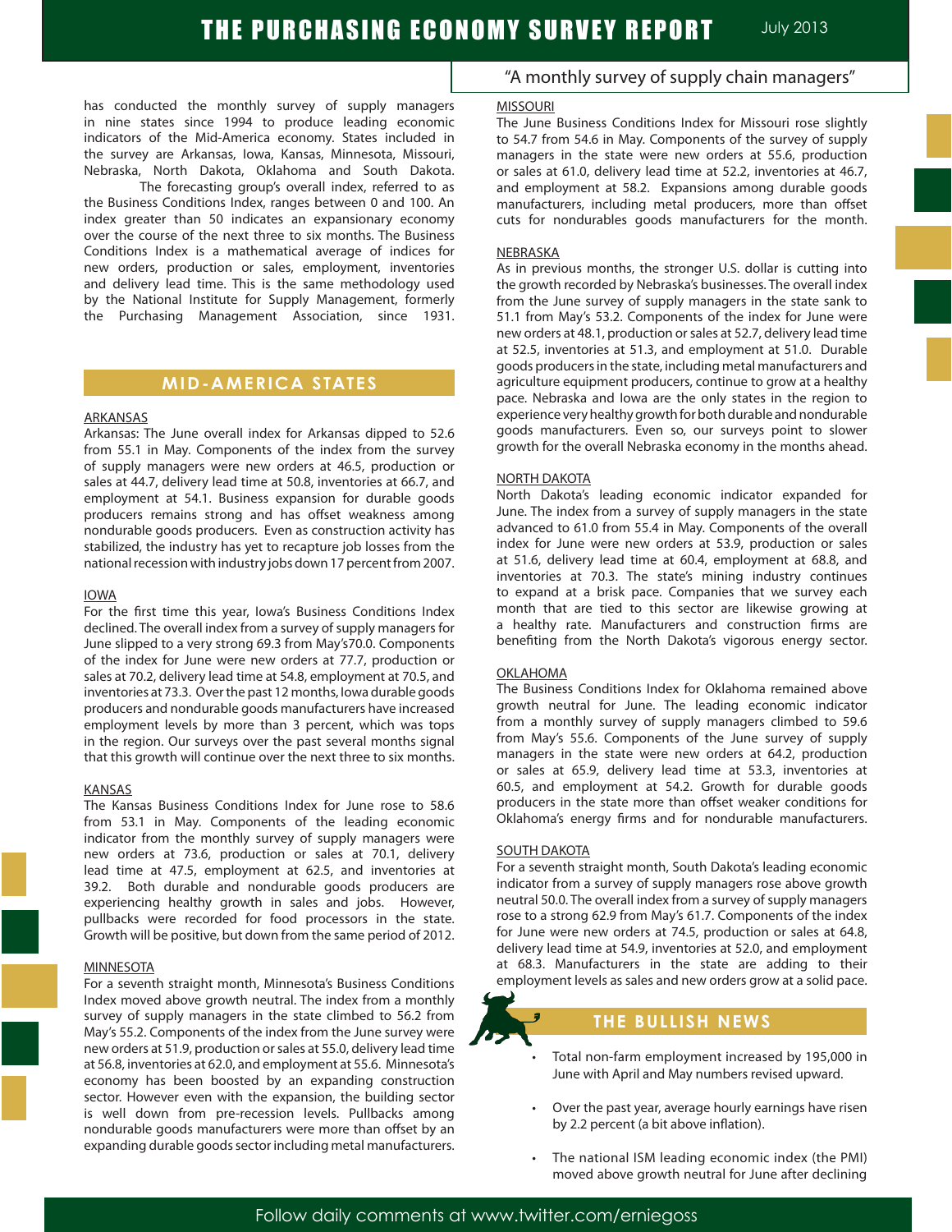has conducted the monthly survey of supply managers in nine states since 1994 to produce leading economic indicators of the Mid-America economy. States included in the survey are Arkansas, Iowa, Kansas, Minnesota, Missouri, Nebraska, North Dakota, Oklahoma and South Dakota.

The forecasting group's overall index, referred to as the Business Conditions Index, ranges between 0 and 100. An index greater than 50 indicates an expansionary economy over the course of the next three to six months. The Business Conditions Index is a mathematical average of indices for new orders, production or sales, employment, inventories and delivery lead time. This is the same methodology used by the National Institute for Supply Management, formerly the Purchasing Management Association, since 1931.

## MID-AMERICA STATES

### ARKANSAS

Arkansas: The June overall index for Arkansas dipped to 52.6 from 55.1 in May. Components of the index from the survey of supply managers were new orders at 46.5, production or sales at 44.7, delivery lead time at 50.8, inventories at 66.7, and employment at 54.1. Business expansion for durable goods producers remains strong and has offset weakness among nondurable goods producers. Even as construction activity has stabilized, the industry has yet to recapture job losses from the national recession with industry jobs down 17 percent from 2007.

### IOWA

For the first time this year, Iowa's Business Conditions Index declined. The overall index from a survey of supply managers for June slipped to a very strong 69.3 from May's70.0. Components of the index for June were new orders at 77.7, production or sales at 70.2, delivery lead time at 54.8, employment at 70.5, and inventories at 73.3. Over the past 12 months, Iowa durable goods producers and nondurable goods manufacturers have increased employment levels by more than 3 percent, which was tops in the region. Our surveys over the past several months signal that this growth will continue over the next three to six months.

### KANSAS

The Kansas Business Conditions Index for June rose to 58.6 from 53.1 in May. Components of the leading economic indicator from the monthly survey of supply managers were new orders at 73.6, production or sales at 70.1, delivery lead time at 47.5, employment at 62.5, and inventories at 39.2. Both durable and nondurable goods producers are experiencing healthy growth in sales and jobs. However, pullbacks were recorded for food processors in the state. Growth will be positive, but down from the same period of 2012.

### MINNESOTA

For a seventh straight month, Minnesota's Business Conditions Index moved above growth neutral. The index from a monthly survey of supply managers in the state climbed to 56.2 from May's 55.2. Components of the index from the June survey were new orders at 51.9, production or sales at 55.0, delivery lead time at 56.8, inventories at 62.0, and employment at 55.6. Minnesota's economy has been boosted by an expanding construction sector. However even with the expansion, the building sector is well down from pre-recession levels. Pullbacks among nondurable goods manufacturers were more than offset by an expanding durable goods sector including metal manufacturers.

"A monthly survey of supply chain managers"

### MISSOURI

The June Business Conditions Index for Missouri rose slightly to 54.7 from 54.6 in May. Components of the survey of supply managers in the state were new orders at 55.6, production or sales at 61.0, delivery lead time at 52.2, inventories at 46.7, and employment at 58.2. Expansions among durable goods manufacturers, including metal producers, more than offset cuts for nondurables goods manufacturers for the month.

### NEBRASKA

As in previous months, the stronger U.S. dollar is cutting into the growth recorded by Nebraska's businesses. The overall index from the June survey of supply managers in the state sank to 51.1 from May's 53.2. Components of the index for June were new orders at 48.1, production or sales at 52.7, delivery lead time at 52.5, inventories at 51.3, and employment at 51.0. Durable goods producers in the state, including metal manufacturers and agriculture equipment producers, continue to grow at a healthy pace. Nebraska and Iowa are the only states in the region to experience very healthy growth for both durable and nondurable goods manufacturers. Even so, our surveys point to slower growth for the overall Nebraska economy in the months ahead.

### NORTH DAKOTA

North Dakota's leading economic indicator expanded for June. The index from a survey of supply managers in the state advanced to 61.0 from 55.4 in May. Components of the overall index for June were new orders at 53.9, production or sales at 51.6, delivery lead time at 60.4, employment at 68.8, and inventories at 70.3. The state's mining industry continues to expand at a brisk pace. Companies that we survey each month that are tied to this sector are likewise growing at a healthy rate. Manufacturers and construction firms are benefiting from the North Dakota's vigorous energy sector.

### OKLAHOMA

The Business Conditions Index for Oklahoma remained above growth neutral for June. The leading economic indicator from a monthly survey of supply managers climbed to 59.6 from May's 55.6. Components of the June survey of supply managers in the state were new orders at 64.2, production or sales at 65.9, delivery lead time at 53.3, inventories at 60.5, and employment at 54.2. Growth for durable goods producers in the state more than offset weaker conditions for Oklahoma's energy firms and for nondurable manufacturers.

### SOUTH DAKOTA

For a seventh straight month, South Dakota's leading economic indicator from a survey of supply managers rose above growth neutral 50.0. The overall index from a survey of supply managers rose to a strong 62.9 from May's 61.7. Components of the index for June were new orders at 74.5, production or sales at 64.8, delivery lead time at 54.9, inventories at 52.0, and employment at 68.3. Manufacturers in the state are adding to their employment levels as sales and new orders grow at a solid pace.

## THE BULLISH NEWS

- Total non-farm employment increased by 195,000 in June with April and May numbers revised upward.
- Over the past year, average hourly earnings have risen by 2.2 percent (a bit above inflation).
- The national ISM leading economic index (the PMI) moved above growth neutral for June after declining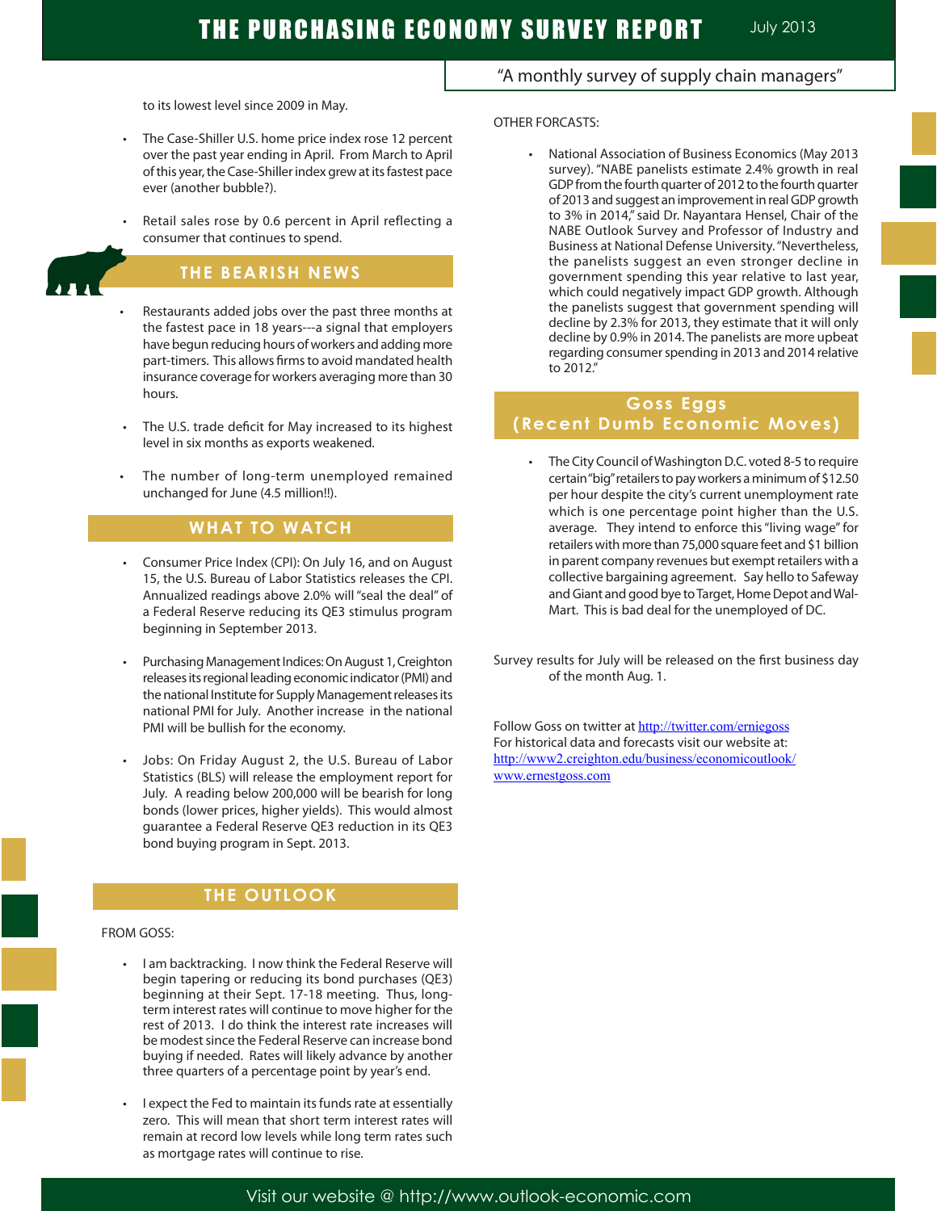to its lowest level since 2009 in May.

- The Case-Shiller U.S. home price index rose 12 percent over the past year ending in April. From March to April of this year, the Case-Shiller index grew at its fastest pace ever (another bubble?).

- Retail sales rose by 0.6 percent in April reflecting a consumer that continues to spend.

## THE BEARISH NEWS

- Restaurants added jobs over the past three months at the fastest pace in 18 years---a signal that employers have begun reducing hours of workers and adding more part-timers. This allows firms to avoid mandated health insurance coverage for workers averaging more than 30 hours.

- The U.S. trade deficit for May increased to its highest level in six months as exports weakened.

- The number of long-term unemployed remained unchanged for June (4.5 million!!).

## WHAT TO WATCH

- Consumer Price Index (CPI): On July 16, and on August 15, the U.S. Bureau of Labor Statistics releases the CPI. Annualized readings above 2.0% will "seal the deal" of a Federal Reserve reducing its QE3 stimulus program beginning in September 2013.

- Purchasing Management Indices: On August 1, Creighton releases its regional leading economic indicator (PMI) and the national Institute for Supply Management releases its national PMI for July. Another increase in the national PMI will be bullish for the economy.

- Jobs: On Friday August 2, the U.S. Bureau of Labor Statistics (BLS) will release the employment report for July. A reading below 200,000 will be bearish for long bonds (lower prices, higher yields). This would almost guarantee a Federal Reserve QE3 reduction in its QE3 bond buying program in Sept. 2013.

## THE OUTLOOK

FROM GOSS:

- I am backtracking. I now think the Federal Reserve will begin tapering or reducing its bond purchases (QE3) beginning at their Sept. 17-18 meeting. Thus, long-term interest rates will continue to move higher for the rest of 2013. I do think the interest rate increases will be modest since the Federal Reserve can increase bond buying if needed. Rates will likely advance by another three quarters of a percentage point by year's end.

- I expect the Fed to maintain its funds rate at essentially zero. This will mean that short term interest rates will remain at record low levels while long term rates such as mortgage rates will continue to rise.

OTHER FORCASTS:

- National Association of Business Economics (May 2013 survey). "NABE panelists estimate 2.4% growth in real GDP from the fourth quarter of 2012 to the fourth quarter of 2013 and suggest an improvement in real GDP growth to 3% in 2014," said Dr. Nayantara Hensel, Chair of the NABE Outlook Survey and Professor of Industry and Business at National Defense University. "Nevertheless, the panelists suggest an even stronger decline in government spending this year relative to last year, which could negatively impact GDP growth. Although the panelists suggest that government spending will decline by 2.3% for 2013, they estimate that it will only decline by 0.9% in 2014. The panelists are more upbeat regarding consumer spending in 2013 and 2014 relative to 2012."

## Goss Eggs (Recent Dumb Economic Moves)

- The City Council of Washington D.C. voted 8-5 to require certain "big" retailers to pay workers a minimum of $12.50 per hour despite the city's current unemployment rate which is one percentage point higher than the U.S. average. They intend to enforce this "living wage" for retailers with more than 75,000 square feet and $1 billion in parent company revenues but exempt retailers with a collective bargaining agreement. Say hello to Safeway and Giant and good bye to Target, Home Depot and Wal-Mart. This is bad deal for the unemployed of DC.

Survey results for July will be released on the first business day of the month Aug. 1.

Follow Goss on twitter at http://twitter.com/erniegoss
For historical data and forecasts visit our website at:
http://www2.creighton.edu/business/economicoutlook/
www.ernestgoss.com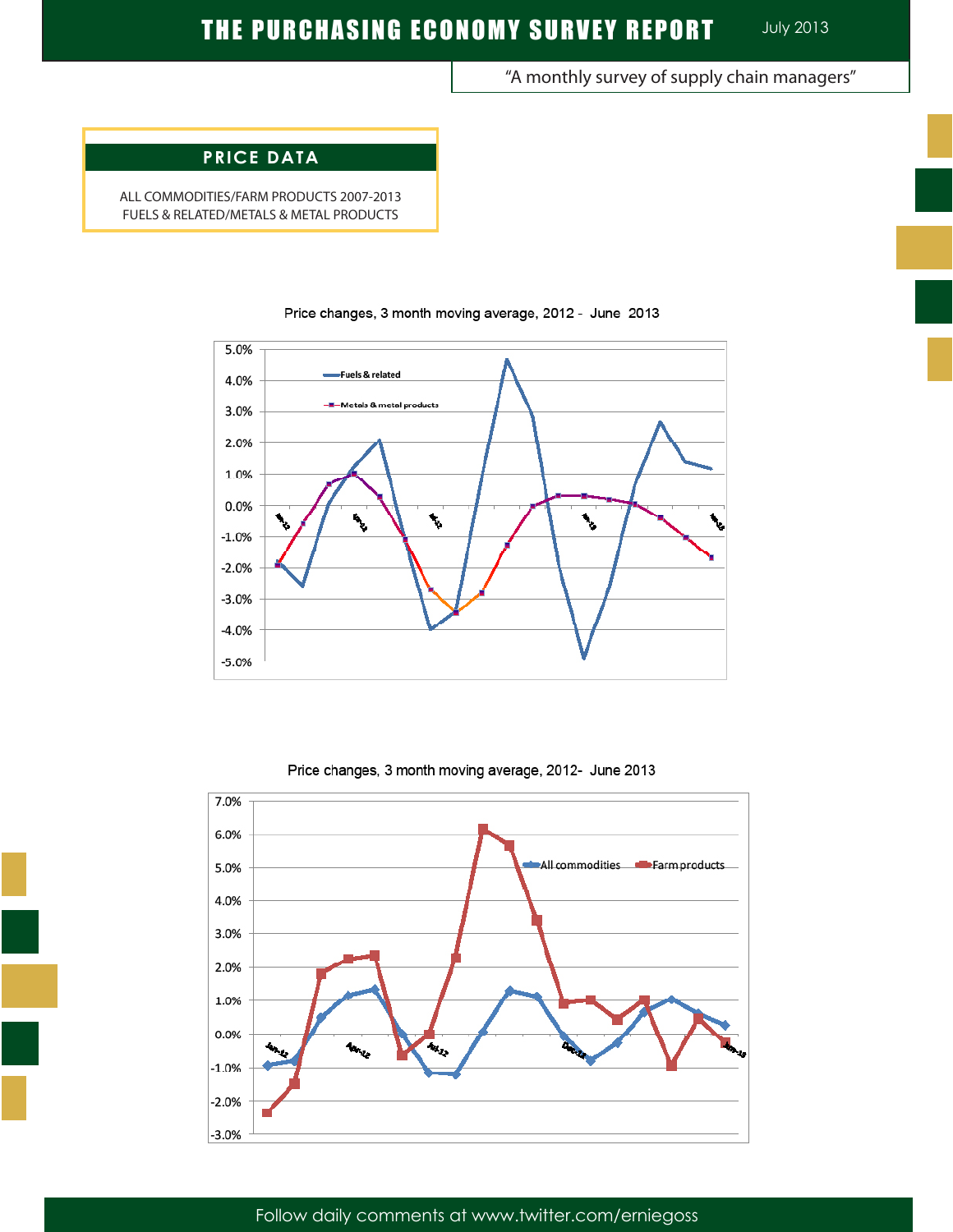# THE PURCHASING ECONOMY SURVEY REPORT

July 2013

"A monthly survey of supply chain managers"

## PRICE DATA

ALL COMMODITIES/FARM PRODUCTS 2007-2013
FUELS & RELATED/METALS & METAL PRODUCTS

Price changes, 3 month moving average, 2012 - June 2013

5.0%
4.0%
3.0%
2.0%
1.0%
0.0%
-1.0%
-2.0%
-3.0%
-4.0%
-5.0%

Fuels & related
Metals & metal products

Jan-12
Apr-12
Jul-12
Jan-13
Jun-13

Price changes, 3 month moving average, 2012- June 2013

7.0%
6.0%
5.0%
4.0%
3.0%
2.0%
1.0%
0.0%
-1.0%
-2.0%
-3.0%

All commodities
Farm products

Jan-12
Apr-12
Jul-12
Dec-12
Jun-13

Follow daily comments at www.twitter.com/erniegoss